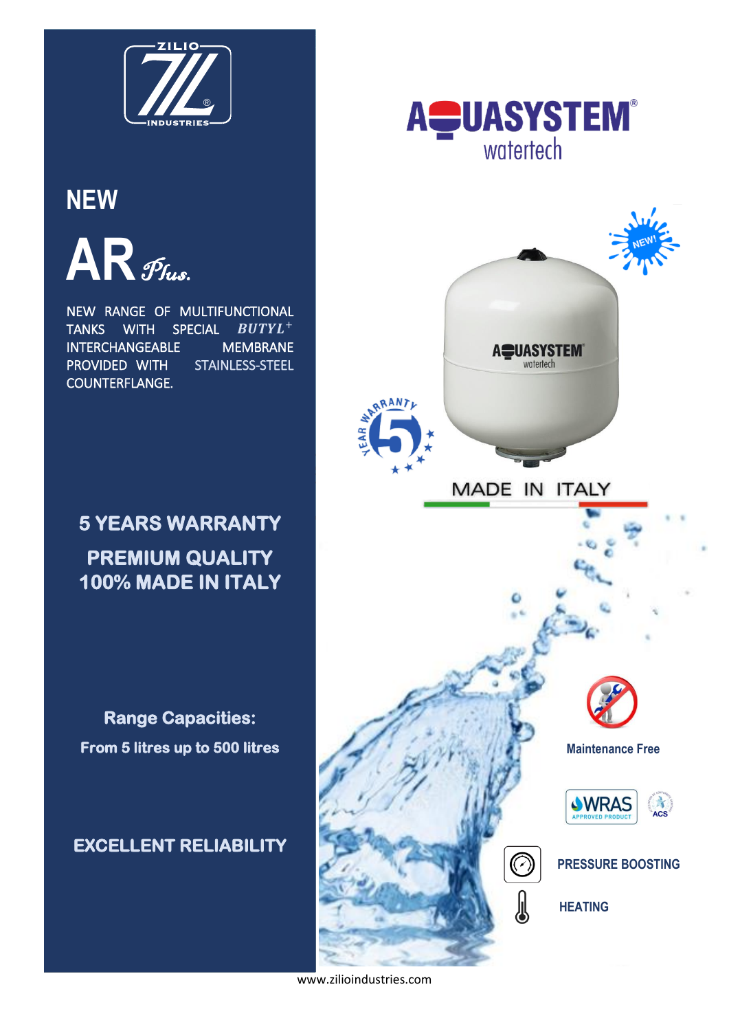ZILIO INDUSTRIES

AQUASYSTEM
watertech

# NEW

# AR *Plus.*

NEW RANGE OF MULTIFUNCTIONAL TANKS WITH SPECIAL *BUTYL*+ INTERCHANGEABLE MEMBRANE PROVIDED WITH STAINLESS-STEEL COUNTERFLANGE.

NEW!

5 YEAR WARRANTY

MADE IN ITALY

## 5 YEARS WARRANTY

## PREMIUM QUALITY
## 100% MADE IN ITALY

**Range Capacities:**

**From 5 litres up to 500 litres**

## EXCELLENT RELIABILITY

Maintenance Free

WRAS APPROVED PRODUCT

ACS

PRESSURE BOOSTING

HEATING

www.zilioindustries.com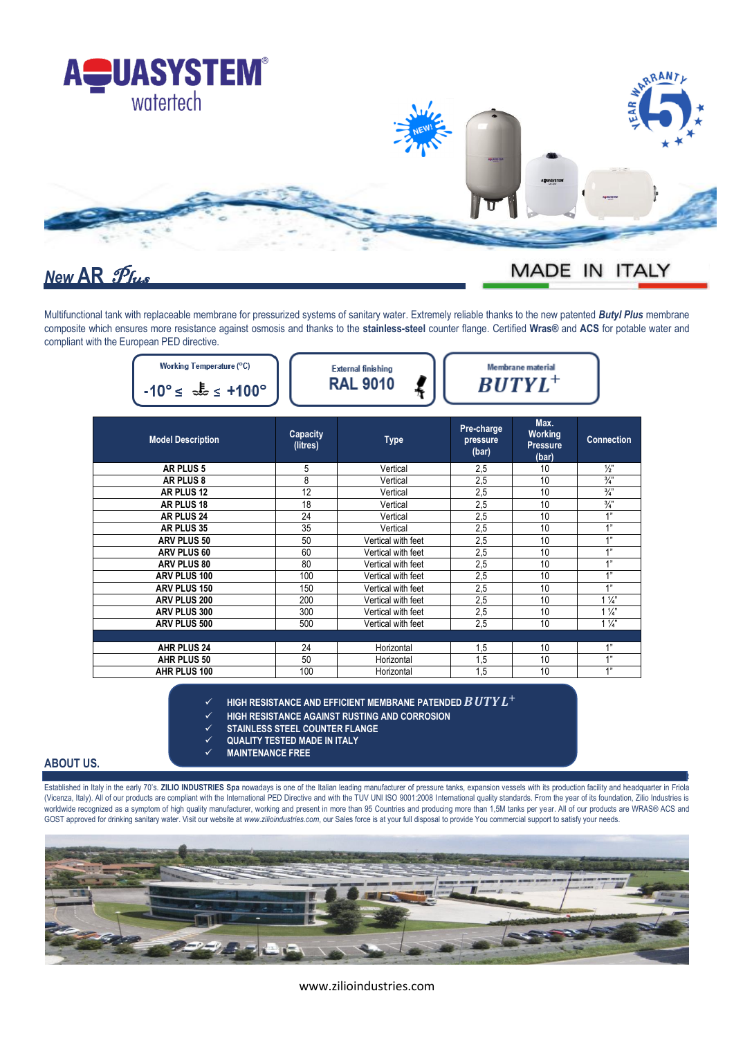# AQUASYSTEM® watertech

YEAR 5 WARRANTY

NEW!

## New AR *Plus*

MADE IN ITALY

Multifunctional tank with replaceable membrane for pressurized systems of sanitary water. Extremely reliable thanks to the new patented ***Butyl Plus*** membrane composite which ensures more resistance against osmosis and thanks to the **stainless-steel** counter flange. Certified **Wras®** and **ACS** for potable water and compliant with the European PED directive.

Working Temperature (°C)
-10° ≤ ≤ +100°

External finishing
RAL 9010

Membrane material
*BUTYL*$^{+}$

| Model Description | Capacity (litres) | Type | Pre-charge pressure (bar) | Max. Working Pressure (bar) | Connection |
|---|---|---|---|---|---|
| **AR PLUS 5** | 5 | Vertical | 2,5 | 10 | ½" |
| **AR PLUS 8** | 8 | Vertical | 2,5 | 10 | ¾" |
| **AR PLUS 12** | 12 | Vertical | 2,5 | 10 | ¾" |
| **AR PLUS 18** | 18 | Vertical | 2,5 | 10 | ¾" |
| **AR PLUS 24** | 24 | Vertical | 2,5 | 10 | 1" |
| **AR PLUS 35** | 35 | Vertical | 2,5 | 10 | 1" |
| **ARV PLUS 50** | 50 | Vertical with feet | 2,5 | 10 | 1" |
| **ARV PLUS 60** | 60 | Vertical with feet | 2,5 | 10 | 1" |
| **ARV PLUS 80** | 80 | Vertical with feet | 2,5 | 10 | 1" |
| **ARV PLUS 100** | 100 | Vertical with feet | 2,5 | 10 | 1" |
| **ARV PLUS 150** | 150 | Vertical with feet | 2,5 | 10 | 1" |
| **ARV PLUS 200** | 200 | Vertical with feet | 2,5 | 10 | 1 ¼" |
| **ARV PLUS 300** | 300 | Vertical with feet | 2,5 | 10 | 1 ¼" |
| **ARV PLUS 500** | 500 | Vertical with feet | 2,5 | 10 | 1 ¼" |
| | | | | | |
| **AHR PLUS 24** | 24 | Horizontal | 1,5 | 10 | 1" |
| **AHR PLUS 50** | 50 | Horizontal | 1,5 | 10 | 1" |
| **AHR PLUS 100** | 100 | Horizontal | 1,5 | 10 | 1" |

- ✓ **HIGH RESISTANCE AND EFFICIENT MEMBRANE PATENDED *BUTYL*$^{+}$**
- ✓ **HIGH RESISTANCE AGAINST RUSTING AND CORROSION**
- ✓ **STAINLESS STEEL COUNTER FLANGE**
- ✓ **QUALITY TESTED MADE IN ITALY**
- ✓ **MAINTENANCE FREE**

## ABOUT US.

Established in Italy in the early 70's. **ZILIO INDUSTRIES Spa** nowadays is one of the Italian leading manufacturer of pressure tanks, expansion vessels with its production facility and headquarter in Friola (Vicenza, Italy). All of our products are compliant with the International PED Directive and with the TUV UNI ISO 9001:2008 International quality standards. From the year of its foundation, Zilio Industries is worldwide recognized as a symptom of high quality manufacturer, working and present in more than 95 Countries and producing more than 1,5M tanks per year. All of our products are WRAS® ACS and GOST approved for drinking sanitary water. Visit our website at *www.ziliondustries.com*, our Sales force is at your full disposal to provide You commercial support to satisfy your needs.

www.zilioindustries.com